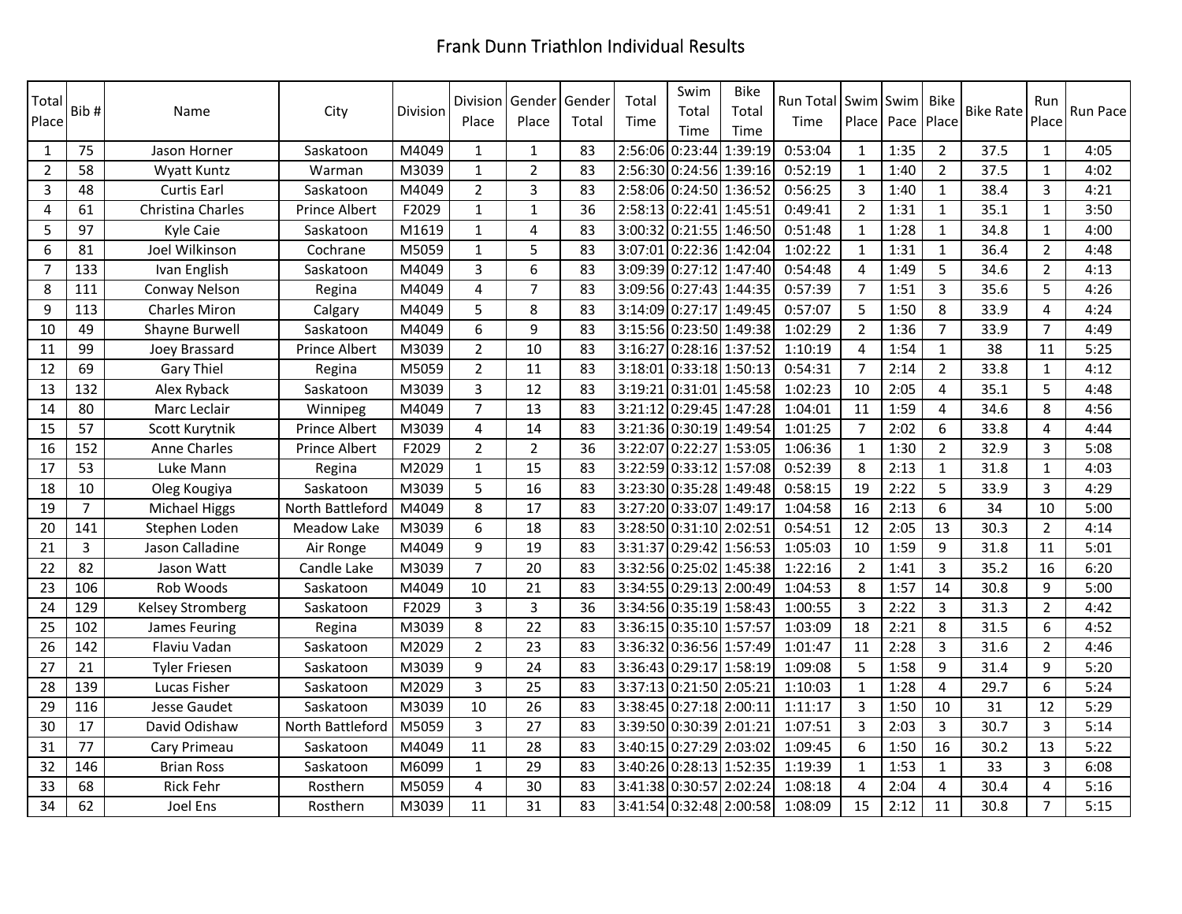# Frank Dunn Triathlon Individual Results

| Total Place | Bib # | Name | City | Division | Division Place | Gender Place | Gender Total | Total Time | Swim Total Time | Bike Total Time | Run Total Time | Swim Place | Swim Pace | Bike Place | Bike Rate | Run Place | Run Pace |
|---|---|---|---|---|---|---|---|---|---|---|---|---|---|---|---|---|---|
| 1 | 75 | Jason Horner | Saskatoon | M4049 | 1 | 1 | 83 | 2:56:06 | 0:23:44 | 1:39:19 | 0:53:04 | 1 | 1:35 | 2 | 37.5 | 1 | 4:05 |
| 2 | 58 | Wyatt Kuntz | Warman | M3039 | 1 | 2 | 83 | 2:56:30 | 0:24:56 | 1:39:16 | 0:52:19 | 1 | 1:40 | 2 | 37.5 | 1 | 4:02 |
| 3 | 48 | Curtis Earl | Saskatoon | M4049 | 2 | 3 | 83 | 2:58:06 | 0:24:50 | 1:36:52 | 0:56:25 | 3 | 1:40 | 1 | 38.4 | 3 | 4:21 |
| 4 | 61 | Christina Charles | Prince Albert | F2029 | 1 | 1 | 36 | 2:58:13 | 0:22:41 | 1:45:51 | 0:49:41 | 2 | 1:31 | 1 | 35.1 | 1 | 3:50 |
| 5 | 97 | Kyle Caie | Saskatoon | M1619 | 1 | 4 | 83 | 3:00:32 | 0:21:55 | 1:46:50 | 0:51:48 | 1 | 1:28 | 1 | 34.8 | 1 | 4:00 |
| 6 | 81 | Joel Wilkinson | Cochrane | M5059 | 1 | 5 | 83 | 3:07:01 | 0:22:36 | 1:42:04 | 1:02:22 | 1 | 1:31 | 1 | 36.4 | 2 | 4:48 |
| 7 | 133 | Ivan English | Saskatoon | M4049 | 3 | 6 | 83 | 3:09:39 | 0:27:12 | 1:47:40 | 0:54:48 | 4 | 1:49 | 5 | 34.6 | 2 | 4:13 |
| 8 | 111 | Conway Nelson | Regina | M4049 | 4 | 7 | 83 | 3:09:56 | 0:27:43 | 1:44:35 | 0:57:39 | 7 | 1:51 | 3 | 35.6 | 5 | 4:26 |
| 9 | 113 | Charles Miron | Calgary | M4049 | 5 | 8 | 83 | 3:14:09 | 0:27:17 | 1:49:45 | 0:57:07 | 5 | 1:50 | 8 | 33.9 | 4 | 4:24 |
| 10 | 49 | Shayne Burwell | Saskatoon | M4049 | 6 | 9 | 83 | 3:15:56 | 0:23:50 | 1:49:38 | 1:02:29 | 2 | 1:36 | 7 | 33.9 | 7 | 4:49 |
| 11 | 99 | Joey Brassard | Prince Albert | M3039 | 2 | 10 | 83 | 3:16:27 | 0:28:16 | 1:37:52 | 1:10:19 | 4 | 1:54 | 1 | 38 | 11 | 5:25 |
| 12 | 69 | Gary Thiel | Regina | M5059 | 2 | 11 | 83 | 3:18:01 | 0:33:18 | 1:50:13 | 0:54:31 | 7 | 2:14 | 2 | 33.8 | 1 | 4:12 |
| 13 | 132 | Alex Ryback | Saskatoon | M3039 | 3 | 12 | 83 | 3:19:21 | 0:31:01 | 1:45:58 | 1:02:23 | 10 | 2:05 | 4 | 35.1 | 5 | 4:48 |
| 14 | 80 | Marc Leclair | Winnipeg | M4049 | 7 | 13 | 83 | 3:21:12 | 0:29:45 | 1:47:28 | 1:04:01 | 11 | 1:59 | 4 | 34.6 | 8 | 4:56 |
| 15 | 57 | Scott Kurytnik | Prince Albert | M3039 | 4 | 14 | 83 | 3:21:36 | 0:30:19 | 1:49:54 | 1:01:25 | 7 | 2:02 | 6 | 33.8 | 4 | 4:44 |
| 16 | 152 | Anne Charles | Prince Albert | F2029 | 2 | 2 | 36 | 3:22:07 | 0:22:27 | 1:53:05 | 1:06:36 | 1 | 1:30 | 2 | 32.9 | 3 | 5:08 |
| 17 | 53 | Luke Mann | Regina | M2029 | 1 | 15 | 83 | 3:22:59 | 0:33:12 | 1:57:08 | 0:52:39 | 8 | 2:13 | 1 | 31.8 | 1 | 4:03 |
| 18 | 10 | Oleg Kougiya | Saskatoon | M3039 | 5 | 16 | 83 | 3:23:30 | 0:35:28 | 1:49:48 | 0:58:15 | 19 | 2:22 | 5 | 33.9 | 3 | 4:29 |
| 19 | 7 | Michael Higgs | North Battleford | M4049 | 8 | 17 | 83 | 3:27:20 | 0:33:07 | 1:49:17 | 1:04:58 | 16 | 2:13 | 6 | 34 | 10 | 5:00 |
| 20 | 141 | Stephen Loden | Meadow Lake | M3039 | 6 | 18 | 83 | 3:28:50 | 0:31:10 | 2:02:51 | 0:54:51 | 12 | 2:05 | 13 | 30.3 | 2 | 4:14 |
| 21 | 3 | Jason Calladine | Air Ronge | M4049 | 9 | 19 | 83 | 3:31:37 | 0:29:42 | 1:56:53 | 1:05:03 | 10 | 1:59 | 9 | 31.8 | 11 | 5:01 |
| 22 | 82 | Jason Watt | Candle Lake | M3039 | 7 | 20 | 83 | 3:32:56 | 0:25:02 | 1:45:38 | 1:22:16 | 2 | 1:41 | 3 | 35.2 | 16 | 6:20 |
| 23 | 106 | Rob Woods | Saskatoon | M4049 | 10 | 21 | 83 | 3:34:55 | 0:29:13 | 2:00:49 | 1:04:53 | 8 | 1:57 | 14 | 30.8 | 9 | 5:00 |
| 24 | 129 | Kelsey Stromberg | Saskatoon | F2029 | 3 | 3 | 36 | 3:34:56 | 0:35:19 | 1:58:43 | 1:00:55 | 3 | 2:22 | 3 | 31.3 | 2 | 4:42 |
| 25 | 102 | James Feuring | Regina | M3039 | 8 | 22 | 83 | 3:36:15 | 0:35:10 | 1:57:57 | 1:03:09 | 18 | 2:21 | 8 | 31.5 | 6 | 4:52 |
| 26 | 142 | Flaviu Vadan | Saskatoon | M2029 | 2 | 23 | 83 | 3:36:32 | 0:36:56 | 1:57:49 | 1:01:47 | 11 | 2:28 | 3 | 31.6 | 2 | 4:46 |
| 27 | 21 | Tyler Friesen | Saskatoon | M3039 | 9 | 24 | 83 | 3:36:43 | 0:29:17 | 1:58:19 | 1:09:08 | 5 | 1:58 | 9 | 31.4 | 9 | 5:20 |
| 28 | 139 | Lucas Fisher | Saskatoon | M2029 | 3 | 25 | 83 | 3:37:13 | 0:21:50 | 2:05:21 | 1:10:03 | 1 | 1:28 | 4 | 29.7 | 6 | 5:24 |
| 29 | 116 | Jesse Gaudet | Saskatoon | M3039 | 10 | 26 | 83 | 3:38:45 | 0:27:18 | 2:00:11 | 1:11:17 | 3 | 1:50 | 10 | 31 | 12 | 5:29 |
| 30 | 17 | David Odishaw | North Battleford | M5059 | 3 | 27 | 83 | 3:39:50 | 0:30:39 | 2:01:21 | 1:07:51 | 3 | 2:03 | 3 | 30.7 | 3 | 5:14 |
| 31 | 77 | Cary Primeau | Saskatoon | M4049 | 11 | 28 | 83 | 3:40:15 | 0:27:29 | 2:03:02 | 1:09:45 | 6 | 1:50 | 16 | 30.2 | 13 | 5:22 |
| 32 | 146 | Brian Ross | Saskatoon | M6099 | 1 | 29 | 83 | 3:40:26 | 0:28:13 | 1:52:35 | 1:19:39 | 1 | 1:53 | 1 | 33 | 3 | 6:08 |
| 33 | 68 | Rick Fehr | Rosthern | M5059 | 4 | 30 | 83 | 3:41:38 | 0:30:57 | 2:02:24 | 1:08:18 | 4 | 2:04 | 4 | 30.4 | 4 | 5:16 |
| 34 | 62 | Joel Ens | Rosthern | M3039 | 11 | 31 | 83 | 3:41:54 | 0:32:48 | 2:00:58 | 1:08:09 | 15 | 2:12 | 11 | 30.8 | 7 | 5:15 |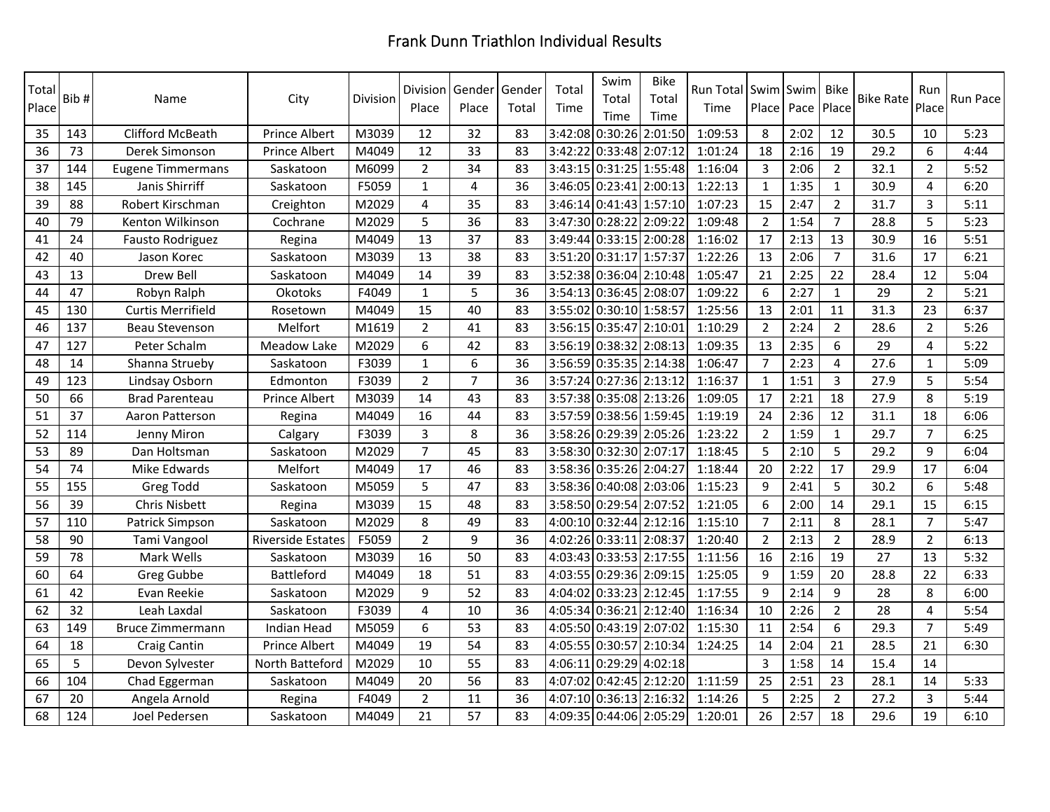# Frank Dunn Triathlon Individual Results

| Total Place | Bib # | Name | City | Division | Division Place | Gender Place | Gender Total | Total Time | Swim Total Time | Bike Total Time | Run Total Time | Swim Place | Swim Pace | Bike Place | Bike Rate | Run Place | Run Pace |
|---|---|---|---|---|---|---|---|---|---|---|---|---|---|---|---|---|---|
| 35 | 143 | Clifford McBeath | Prince Albert | M3039 | 12 | 32 | 83 | 3:42:08 | 0:30:26 | 2:01:50 | 1:09:53 | 8 | 2:02 | 12 | 30.5 | 10 | 5:23 |
| 36 | 73 | Derek Simonson | Prince Albert | M4049 | 12 | 33 | 83 | 3:42:22 | 0:33:48 | 2:07:12 | 1:01:24 | 18 | 2:16 | 19 | 29.2 | 6 | 4:44 |
| 37 | 144 | Eugene Timmermans | Saskatoon | M6099 | 2 | 34 | 83 | 3:43:15 | 0:31:25 | 1:55:48 | 1:16:04 | 3 | 2:06 | 2 | 32.1 | 2 | 5:52 |
| 38 | 145 | Janis Shirriff | Saskatoon | F5059 | 1 | 4 | 36 | 3:46:05 | 0:23:41 | 2:00:13 | 1:22:13 | 1 | 1:35 | 1 | 30.9 | 4 | 6:20 |
| 39 | 88 | Robert Kirschman | Creighton | M2029 | 4 | 35 | 83 | 3:46:14 | 0:41:43 | 1:57:10 | 1:07:23 | 15 | 2:47 | 2 | 31.7 | 3 | 5:11 |
| 40 | 79 | Kenton Wilkinson | Cochrane | M2029 | 5 | 36 | 83 | 3:47:30 | 0:28:22 | 2:09:22 | 1:09:48 | 2 | 1:54 | 7 | 28.8 | 5 | 5:23 |
| 41 | 24 | Fausto Rodriguez | Regina | M4049 | 13 | 37 | 83 | 3:49:44 | 0:33:15 | 2:00:28 | 1:16:02 | 17 | 2:13 | 13 | 30.9 | 16 | 5:51 |
| 42 | 40 | Jason Korec | Saskatoon | M3039 | 13 | 38 | 83 | 3:51:20 | 0:31:17 | 1:57:37 | 1:22:26 | 13 | 2:06 | 7 | 31.6 | 17 | 6:21 |
| 43 | 13 | Drew Bell | Saskatoon | M4049 | 14 | 39 | 83 | 3:52:38 | 0:36:04 | 2:10:48 | 1:05:47 | 21 | 2:25 | 22 | 28.4 | 12 | 5:04 |
| 44 | 47 | Robyn Ralph | Okotoks | F4049 | 1 | 5 | 36 | 3:54:13 | 0:36:45 | 2:08:07 | 1:09:22 | 6 | 2:27 | 1 | 29 | 2 | 5:21 |
| 45 | 130 | Curtis Merrifield | Rosetown | M4049 | 15 | 40 | 83 | 3:55:02 | 0:30:10 | 1:58:57 | 1:25:56 | 13 | 2:01 | 11 | 31.3 | 23 | 6:37 |
| 46 | 137 | Beau Stevenson | Melfort | M1619 | 2 | 41 | 83 | 3:56:15 | 0:35:47 | 2:10:01 | 1:10:29 | 2 | 2:24 | 2 | 28.6 | 2 | 5:26 |
| 47 | 127 | Peter Schalm | Meadow Lake | M2029 | 6 | 42 | 83 | 3:56:19 | 0:38:32 | 2:08:13 | 1:09:35 | 13 | 2:35 | 6 | 29 | 4 | 5:22 |
| 48 | 14 | Shanna Strueby | Saskatoon | F3039 | 1 | 6 | 36 | 3:56:59 | 0:35:35 | 2:14:38 | 1:06:47 | 7 | 2:23 | 4 | 27.6 | 1 | 5:09 |
| 49 | 123 | Lindsay Osborn | Edmonton | F3039 | 2 | 7 | 36 | 3:57:24 | 0:27:36 | 2:13:12 | 1:16:37 | 1 | 1:51 | 3 | 27.9 | 5 | 5:54 |
| 50 | 66 | Brad Parenteau | Prince Albert | M3039 | 14 | 43 | 83 | 3:57:38 | 0:35:08 | 2:13:26 | 1:09:05 | 17 | 2:21 | 18 | 27.9 | 8 | 5:19 |
| 51 | 37 | Aaron Patterson | Regina | M4049 | 16 | 44 | 83 | 3:57:59 | 0:38:56 | 1:59:45 | 1:19:19 | 24 | 2:36 | 12 | 31.1 | 18 | 6:06 |
| 52 | 114 | Jenny Miron | Calgary | F3039 | 3 | 8 | 36 | 3:58:26 | 0:29:39 | 2:05:26 | 1:23:22 | 2 | 1:59 | 1 | 29.7 | 7 | 6:25 |
| 53 | 89 | Dan Holtsman | Saskatoon | M2029 | 7 | 45 | 83 | 3:58:30 | 0:32:30 | 2:07:17 | 1:18:45 | 5 | 2:10 | 5 | 29.2 | 9 | 6:04 |
| 54 | 74 | Mike Edwards | Melfort | M4049 | 17 | 46 | 83 | 3:58:36 | 0:35:26 | 2:04:27 | 1:18:44 | 20 | 2:22 | 17 | 29.9 | 17 | 6:04 |
| 55 | 155 | Greg Todd | Saskatoon | M5059 | 5 | 47 | 83 | 3:58:36 | 0:40:08 | 2:03:06 | 1:15:23 | 9 | 2:41 | 5 | 30.2 | 6 | 5:48 |
| 56 | 39 | Chris Nisbett | Regina | M3039 | 15 | 48 | 83 | 3:58:50 | 0:29:54 | 2:07:52 | 1:21:05 | 6 | 2:00 | 14 | 29.1 | 15 | 6:15 |
| 57 | 110 | Patrick Simpson | Saskatoon | M2029 | 8 | 49 | 83 | 4:00:10 | 0:32:44 | 2:12:16 | 1:15:10 | 7 | 2:11 | 8 | 28.1 | 7 | 5:47 |
| 58 | 90 | Tami Vangool | Riverside Estates | F5059 | 2 | 9 | 36 | 4:02:26 | 0:33:11 | 2:08:37 | 1:20:40 | 2 | 2:13 | 2 | 28.9 | 2 | 6:13 |
| 59 | 78 | Mark Wells | Saskatoon | M3039 | 16 | 50 | 83 | 4:03:43 | 0:33:53 | 2:17:55 | 1:11:56 | 16 | 2:16 | 19 | 27 | 13 | 5:32 |
| 60 | 64 | Greg Gubbe | Battleford | M4049 | 18 | 51 | 83 | 4:03:55 | 0:29:36 | 2:09:15 | 1:25:05 | 9 | 1:59 | 20 | 28.8 | 22 | 6:33 |
| 61 | 42 | Evan Reekie | Saskatoon | M2029 | 9 | 52 | 83 | 4:04:02 | 0:33:23 | 2:12:45 | 1:17:55 | 9 | 2:14 | 9 | 28 | 8 | 6:00 |
| 62 | 32 | Leah Laxdal | Saskatoon | F3039 | 4 | 10 | 36 | 4:05:34 | 0:36:21 | 2:12:40 | 1:16:34 | 10 | 2:26 | 2 | 28 | 4 | 5:54 |
| 63 | 149 | Bruce Zimmermann | Indian Head | M5059 | 6 | 53 | 83 | 4:05:50 | 0:43:19 | 2:07:02 | 1:15:30 | 11 | 2:54 | 6 | 29.3 | 7 | 5:49 |
| 64 | 18 | Craig Cantin | Prince Albert | M4049 | 19 | 54 | 83 | 4:05:55 | 0:30:57 | 2:10:34 | 1:24:25 | 14 | 2:04 | 21 | 28.5 | 21 | 6:30 |
| 65 | 5 | Devon Sylvester | North Batteford | M2029 | 10 | 55 | 83 | 4:06:11 | 0:29:29 | 4:02:18 | | 3 | 1:58 | 14 | 15.4 | 14 | |
| 66 | 104 | Chad Eggerman | Saskatoon | M4049 | 20 | 56 | 83 | 4:07:02 | 0:42:45 | 2:12:20 | 1:11:59 | 25 | 2:51 | 23 | 28.1 | 14 | 5:33 |
| 67 | 20 | Angela Arnold | Regina | F4049 | 2 | 11 | 36 | 4:07:10 | 0:36:13 | 2:16:32 | 1:14:26 | 5 | 2:25 | 2 | 27.2 | 3 | 5:44 |
| 68 | 124 | Joel Pedersen | Saskatoon | M4049 | 21 | 57 | 83 | 4:09:35 | 0:44:06 | 2:05:29 | 1:20:01 | 26 | 2:57 | 18 | 29.6 | 19 | 6:10 |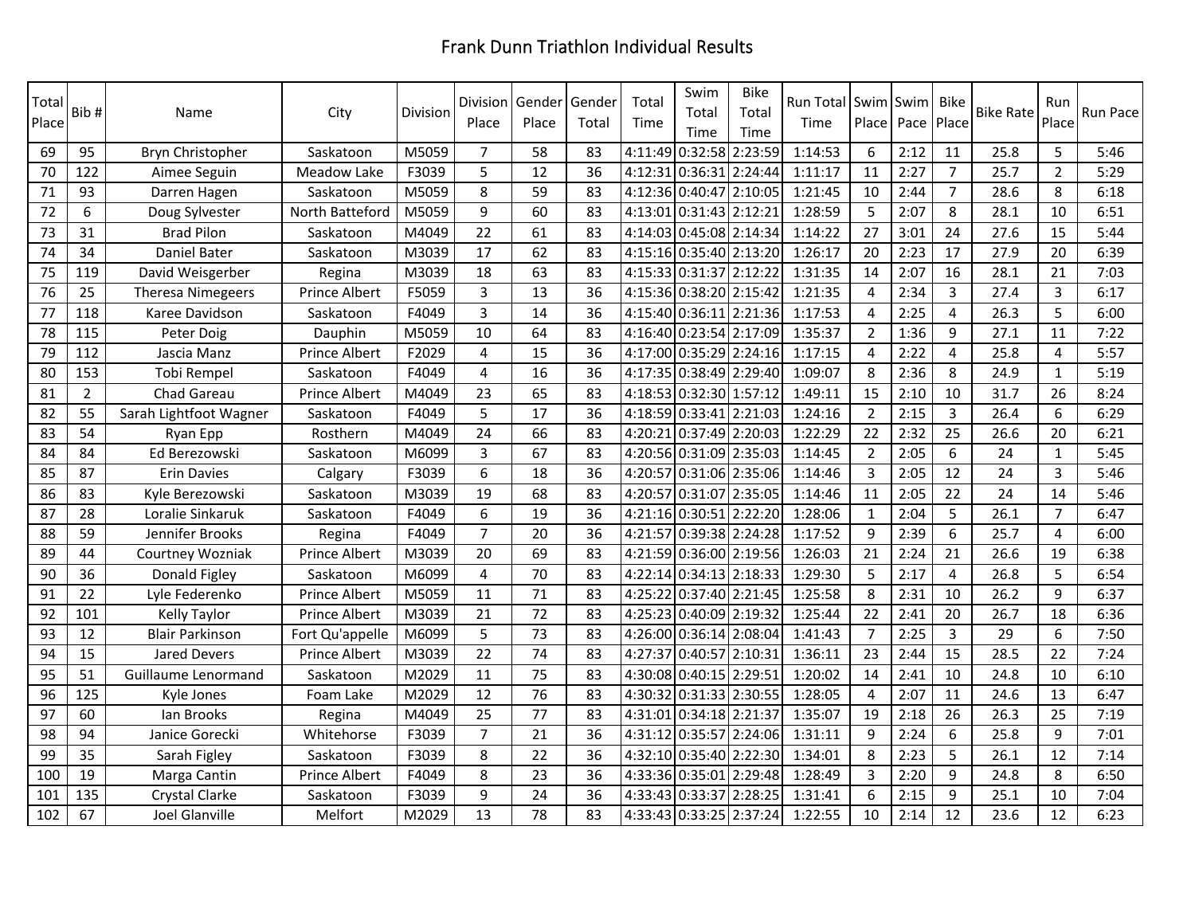# Frank Dunn Triathlon Individual Results

| Total Place | Bib # | Name | City | Division | Division Place | Gender Place | Gender Total | Total Time | Swim Total Time | Bike Total Time | Run Total Time | Swim Place | Swim Pace | Bike Place | Bike Rate | Run Place | Run Pace |
|---|---|---|---|---|---|---|---|---|---|---|---|---|---|---|---|---|---|
| 69 | 95 | Bryn Christopher | Saskatoon | M5059 | 7 | 58 | 83 | 4:11:49 | 0:32:58 | 2:23:59 | 1:14:53 | 6 | 2:12 | 11 | 25.8 | 5 | 5:46 |
| 70 | 122 | Aimee Seguin | Meadow Lake | F3039 | 5 | 12 | 36 | 4:12:31 | 0:36:31 | 2:24:44 | 1:11:17 | 11 | 2:27 | 7 | 25.7 | 2 | 5:29 |
| 71 | 93 | Darren Hagen | Saskatoon | M5059 | 8 | 59 | 83 | 4:12:36 | 0:40:47 | 2:10:05 | 1:21:45 | 10 | 2:44 | 7 | 28.6 | 8 | 6:18 |
| 72 | 6 | Doug Sylvester | North Batteford | M5059 | 9 | 60 | 83 | 4:13:01 | 0:31:43 | 2:12:21 | 1:28:59 | 5 | 2:07 | 8 | 28.1 | 10 | 6:51 |
| 73 | 31 | Brad Pilon | Saskatoon | M4049 | 22 | 61 | 83 | 4:14:03 | 0:45:08 | 2:14:34 | 1:14:22 | 27 | 3:01 | 24 | 27.6 | 15 | 5:44 |
| 74 | 34 | Daniel Bater | Saskatoon | M3039 | 17 | 62 | 83 | 4:15:16 | 0:35:40 | 2:13:20 | 1:26:17 | 20 | 2:23 | 17 | 27.9 | 20 | 6:39 |
| 75 | 119 | David Weisgerber | Regina | M3039 | 18 | 63 | 83 | 4:15:33 | 0:31:37 | 2:12:22 | 1:31:35 | 14 | 2:07 | 16 | 28.1 | 21 | 7:03 |
| 76 | 25 | Theresa Nimegeers | Prince Albert | F5059 | 3 | 13 | 36 | 4:15:36 | 0:38:20 | 2:15:42 | 1:21:35 | 4 | 2:34 | 3 | 27.4 | 3 | 6:17 |
| 77 | 118 | Karee Davidson | Saskatoon | F4049 | 3 | 14 | 36 | 4:15:40 | 0:36:11 | 2:21:36 | 1:17:53 | 4 | 2:25 | 4 | 26.3 | 5 | 6:00 |
| 78 | 115 | Peter Doig | Dauphin | M5059 | 10 | 64 | 83 | 4:16:40 | 0:23:54 | 2:17:09 | 1:35:37 | 2 | 1:36 | 9 | 27.1 | 11 | 7:22 |
| 79 | 112 | Jascia Manz | Prince Albert | F2029 | 4 | 15 | 36 | 4:17:00 | 0:35:29 | 2:24:16 | 1:17:15 | 4 | 2:22 | 4 | 25.8 | 4 | 5:57 |
| 80 | 153 | Tobi Rempel | Saskatoon | F4049 | 4 | 16 | 36 | 4:17:35 | 0:38:49 | 2:29:40 | 1:09:07 | 8 | 2:36 | 8 | 24.9 | 1 | 5:19 |
| 81 | 2 | Chad Gareau | Prince Albert | M4049 | 23 | 65 | 83 | 4:18:53 | 0:32:30 | 1:57:12 | 1:49:11 | 15 | 2:10 | 10 | 31.7 | 26 | 8:24 |
| 82 | 55 | Sarah Lightfoot Wagner | Saskatoon | F4049 | 5 | 17 | 36 | 4:18:59 | 0:33:41 | 2:21:03 | 1:24:16 | 2 | 2:15 | 3 | 26.4 | 6 | 6:29 |
| 83 | 54 | Ryan Epp | Rosthern | M4049 | 24 | 66 | 83 | 4:20:21 | 0:37:49 | 2:20:03 | 1:22:29 | 22 | 2:32 | 25 | 26.6 | 20 | 6:21 |
| 84 | 84 | Ed Berezowski | Saskatoon | M6099 | 3 | 67 | 83 | 4:20:56 | 0:31:09 | 2:35:03 | 1:14:45 | 2 | 2:05 | 6 | 24 | 1 | 5:45 |
| 85 | 87 | Erin Davies | Calgary | F3039 | 6 | 18 | 36 | 4:20:57 | 0:31:06 | 2:35:06 | 1:14:46 | 3 | 2:05 | 12 | 24 | 3 | 5:46 |
| 86 | 83 | Kyle Berezowski | Saskatoon | M3039 | 19 | 68 | 83 | 4:20:57 | 0:31:07 | 2:35:05 | 1:14:46 | 11 | 2:05 | 22 | 24 | 14 | 5:46 |
| 87 | 28 | Loralie Sinkaruk | Saskatoon | F4049 | 6 | 19 | 36 | 4:21:16 | 0:30:51 | 2:22:20 | 1:28:06 | 1 | 2:04 | 5 | 26.1 | 7 | 6:47 |
| 88 | 59 | Jennifer Brooks | Regina | F4049 | 7 | 20 | 36 | 4:21:57 | 0:39:38 | 2:24:28 | 1:17:52 | 9 | 2:39 | 6 | 25.7 | 4 | 6:00 |
| 89 | 44 | Courtney Wozniak | Prince Albert | M3039 | 20 | 69 | 83 | 4:21:59 | 0:36:00 | 2:19:56 | 1:26:03 | 21 | 2:24 | 21 | 26.6 | 19 | 6:38 |
| 90 | 36 | Donald Figley | Saskatoon | M6099 | 4 | 70 | 83 | 4:22:14 | 0:34:13 | 2:18:33 | 1:29:30 | 5 | 2:17 | 4 | 26.8 | 5 | 6:54 |
| 91 | 22 | Lyle Federenko | Prince Albert | M5059 | 11 | 71 | 83 | 4:25:22 | 0:37:40 | 2:21:45 | 1:25:58 | 8 | 2:31 | 10 | 26.2 | 9 | 6:37 |
| 92 | 101 | Kelly Taylor | Prince Albert | M3039 | 21 | 72 | 83 | 4:25:23 | 0:40:09 | 2:19:32 | 1:25:44 | 22 | 2:41 | 20 | 26.7 | 18 | 6:36 |
| 93 | 12 | Blair Parkinson | Fort Qu'appelle | M6099 | 5 | 73 | 83 | 4:26:00 | 0:36:14 | 2:08:04 | 1:41:43 | 7 | 2:25 | 3 | 29 | 6 | 7:50 |
| 94 | 15 | Jared Devers | Prince Albert | M3039 | 22 | 74 | 83 | 4:27:37 | 0:40:57 | 2:10:31 | 1:36:11 | 23 | 2:44 | 15 | 28.5 | 22 | 7:24 |
| 95 | 51 | Guillaume Lenormand | Saskatoon | M2029 | 11 | 75 | 83 | 4:30:08 | 0:40:15 | 2:29:51 | 1:20:02 | 14 | 2:41 | 10 | 24.8 | 10 | 6:10 |
| 96 | 125 | Kyle Jones | Foam Lake | M2029 | 12 | 76 | 83 | 4:30:32 | 0:31:33 | 2:30:55 | 1:28:05 | 4 | 2:07 | 11 | 24.6 | 13 | 6:47 |
| 97 | 60 | Ian Brooks | Regina | M4049 | 25 | 77 | 83 | 4:31:01 | 0:34:18 | 2:21:37 | 1:35:07 | 19 | 2:18 | 26 | 26.3 | 25 | 7:19 |
| 98 | 94 | Janice Gorecki | Whitehorse | F3039 | 7 | 21 | 36 | 4:31:12 | 0:35:57 | 2:24:06 | 1:31:11 | 9 | 2:24 | 6 | 25.8 | 9 | 7:01 |
| 99 | 35 | Sarah Figley | Saskatoon | F3039 | 8 | 22 | 36 | 4:32:10 | 0:35:40 | 2:22:30 | 1:34:01 | 8 | 2:23 | 5 | 26.1 | 12 | 7:14 |
| 100 | 19 | Marga Cantin | Prince Albert | F4049 | 8 | 23 | 36 | 4:33:36 | 0:35:01 | 2:29:48 | 1:28:49 | 3 | 2:20 | 9 | 24.8 | 8 | 6:50 |
| 101 | 135 | Crystal Clarke | Saskatoon | F3039 | 9 | 24 | 36 | 4:33:43 | 0:33:37 | 2:28:25 | 1:31:41 | 6 | 2:15 | 9 | 25.1 | 10 | 7:04 |
| 102 | 67 | Joel Glanville | Melfort | M2029 | 13 | 78 | 83 | 4:33:43 | 0:33:25 | 2:37:24 | 1:22:55 | 10 | 2:14 | 12 | 23.6 | 12 | 6:23 |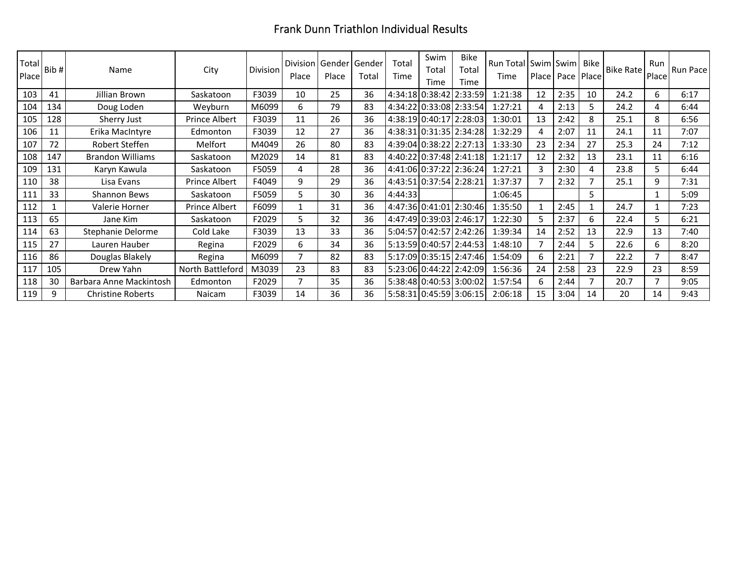# Frank Dunn Triathlon Individual Results

| Total Place | Bib # | Name | City | Division | Division Place | Gender Place | Gender Total | Total Time | Swim Total Time | Bike Total Time | Run Total Time | Swim Place | Swim Pace | Bike Place | Bike Rate | Run Place | Run Pace |
|---|---|---|---|---|---|---|---|---|---|---|---|---|---|---|---|---|---|
| 103 | 41 | Jillian Brown | Saskatoon | F3039 | 10 | 25 | 36 | 4:34:18 | 0:38:42 | 2:33:59 | 1:21:38 | 12 | 2:35 | 10 | 24.2 | 6 | 6:17 |
| 104 | 134 | Doug Loden | Weyburn | M6099 | 6 | 79 | 83 | 4:34:22 | 0:33:08 | 2:33:54 | 1:27:21 | 4 | 2:13 | 5 | 24.2 | 4 | 6:44 |
| 105 | 128 | Sherry Just | Prince Albert | F3039 | 11 | 26 | 36 | 4:38:19 | 0:40:17 | 2:28:03 | 1:30:01 | 13 | 2:42 | 8 | 25.1 | 8 | 6:56 |
| 106 | 11 | Erika MacIntyre | Edmonton | F3039 | 12 | 27 | 36 | 4:38:31 | 0:31:35 | 2:34:28 | 1:32:29 | 4 | 2:07 | 11 | 24.1 | 11 | 7:07 |
| 107 | 72 | Robert Steffen | Melfort | M4049 | 26 | 80 | 83 | 4:39:04 | 0:38:22 | 2:27:13 | 1:33:30 | 23 | 2:34 | 27 | 25.3 | 24 | 7:12 |
| 108 | 147 | Brandon Williams | Saskatoon | M2029 | 14 | 81 | 83 | 4:40:22 | 0:37:48 | 2:41:18 | 1:21:17 | 12 | 2:32 | 13 | 23.1 | 11 | 6:16 |
| 109 | 131 | Karyn Kawula | Saskatoon | F5059 | 4 | 28 | 36 | 4:41:06 | 0:37:22 | 2:36:24 | 1:27:21 | 3 | 2:30 | 4 | 23.8 | 5 | 6:44 |
| 110 | 38 | Lisa Evans | Prince Albert | F4049 | 9 | 29 | 36 | 4:43:51 | 0:37:54 | 2:28:21 | 1:37:37 | 7 | 2:32 | 7 | 25.1 | 9 | 7:31 |
| 111 | 33 | Shannon Bews | Saskatoon | F5059 | 5 | 30 | 36 | 4:44:33 | | | 1:06:45 | | | 5 | | 1 | 5:09 |
| 112 | 1 | Valerie Horner | Prince Albert | F6099 | 1 | 31 | 36 | 4:47:36 | 0:41:01 | 2:30:46 | 1:35:50 | 1 | 2:45 | 1 | 24.7 | 1 | 7:23 |
| 113 | 65 | Jane Kim | Saskatoon | F2029 | 5 | 32 | 36 | 4:47:49 | 0:39:03 | 2:46:17 | 1:22:30 | 5 | 2:37 | 6 | 22.4 | 5 | 6:21 |
| 114 | 63 | Stephanie Delorme | Cold Lake | F3039 | 13 | 33 | 36 | 5:04:57 | 0:42:57 | 2:42:26 | 1:39:34 | 14 | 2:52 | 13 | 22.9 | 13 | 7:40 |
| 115 | 27 | Lauren Hauber | Regina | F2029 | 6 | 34 | 36 | 5:13:59 | 0:40:57 | 2:44:53 | 1:48:10 | 7 | 2:44 | 5 | 22.6 | 6 | 8:20 |
| 116 | 86 | Douglas Blakely | Regina | M6099 | 7 | 82 | 83 | 5:17:09 | 0:35:15 | 2:47:46 | 1:54:09 | 6 | 2:21 | 7 | 22.2 | 7 | 8:47 |
| 117 | 105 | Drew Yahn | North Battleford | M3039 | 23 | 83 | 83 | 5:23:06 | 0:44:22 | 2:42:09 | 1:56:36 | 24 | 2:58 | 23 | 22.9 | 23 | 8:59 |
| 118 | 30 | Barbara Anne Mackintosh | Edmonton | F2029 | 7 | 35 | 36 | 5:38:48 | 0:40:53 | 3:00:02 | 1:57:54 | 6 | 2:44 | 7 | 20.7 | 7 | 9:05 |
| 119 | 9 | Christine Roberts | Naicam | F3039 | 14 | 36 | 36 | 5:58:31 | 0:45:59 | 3:06:15 | 2:06:18 | 15 | 3:04 | 14 | 20 | 14 | 9:43 |